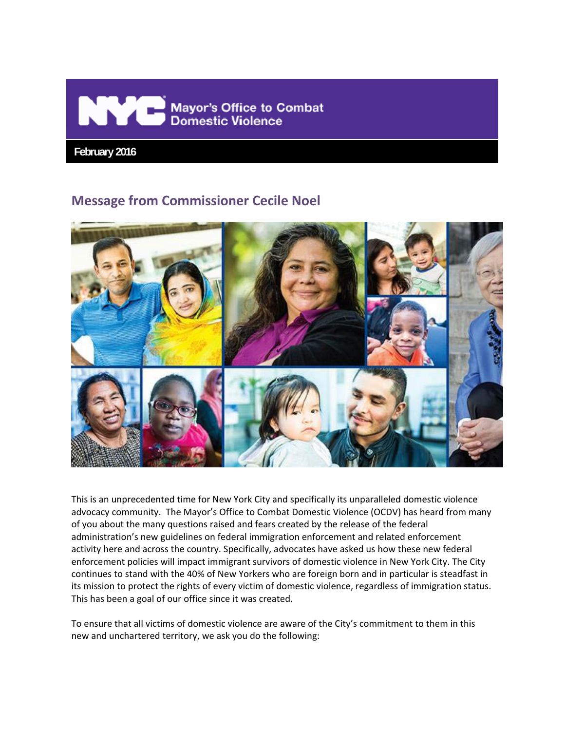Mayor's Office to Combat Domestic Violence

**February 2016**

## Message from Commissioner Cecile Noel

This is an unprecedented time for New York City and specifically its unparalleled domestic violence advocacy community. The Mayor's Office to Combat Domestic Violence (OCDV) has heard from many of you about the many questions raised and fears created by the release of the federal administration's new guidelines on federal immigration enforcement and related enforcement activity here and across the country. Specifically, advocates have asked us how these new federal enforcement policies will impact immigrant survivors of domestic violence in New York City. The City continues to stand with the 40% of New Yorkers who are foreign born and in particular is steadfast in its mission to protect the rights of every victim of domestic violence, regardless of immigration status. This has been a goal of our office since it was created.

To ensure that all victims of domestic violence are aware of the City's commitment to them in this new and unchartered territory, we ask you do the following: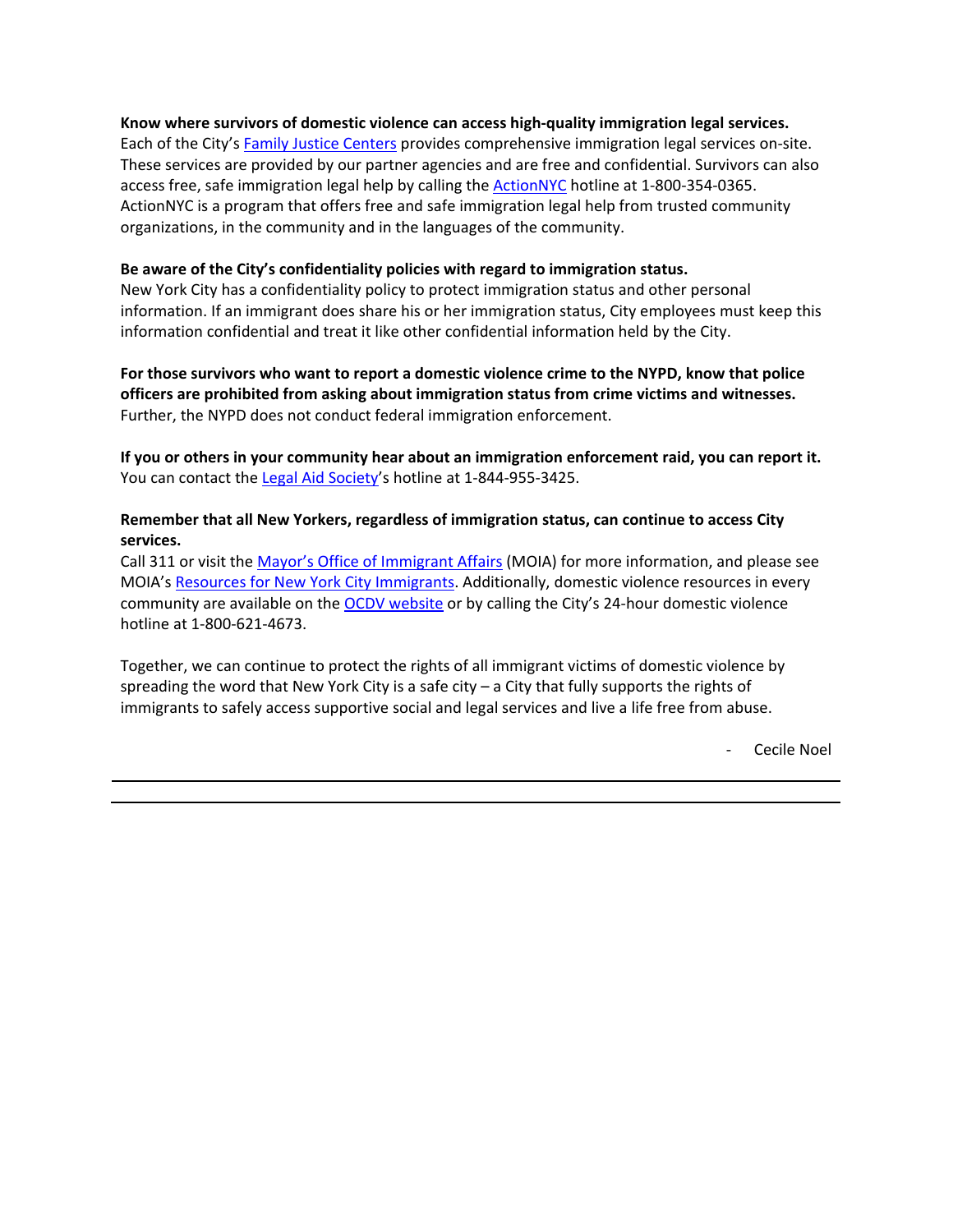**Know where survivors of domestic violence can access high-quality immigration legal services.**
Each of the City's Family Justice Centers provides comprehensive immigration legal services on-site. These services are provided by our partner agencies and are free and confidential. Survivors can also access free, safe immigration legal help by calling the ActionNYC hotline at 1-800-354-0365. ActionNYC is a program that offers free and safe immigration legal help from trusted community organizations, in the community and in the languages of the community.

**Be aware of the City's confidentiality policies with regard to immigration status.**
New York City has a confidentiality policy to protect immigration status and other personal information. If an immigrant does share his or her immigration status, City employees must keep this information confidential and treat it like other confidential information held by the City.

**For those survivors who want to report a domestic violence crime to the NYPD, know that police officers are prohibited from asking about immigration status from crime victims and witnesses.** Further, the NYPD does not conduct federal immigration enforcement.

**If you or others in your community hear about an immigration enforcement raid, you can report it.** You can contact the Legal Aid Society's hotline at 1-844-955-3425.

**Remember that all New Yorkers, regardless of immigration status, can continue to access City services.**
Call 311 or visit the Mayor's Office of Immigrant Affairs (MOIA) for more information, and please see MOIA's Resources for New York City Immigrants. Additionally, domestic violence resources in every community are available on the OCDV website or by calling the City's 24-hour domestic violence hotline at 1-800-621-4673.

Together, we can continue to protect the rights of all immigrant victims of domestic violence by spreading the word that New York City is a safe city – a City that fully supports the rights of immigrants to safely access supportive social and legal services and live a life free from abuse.

- Cecile Noel

---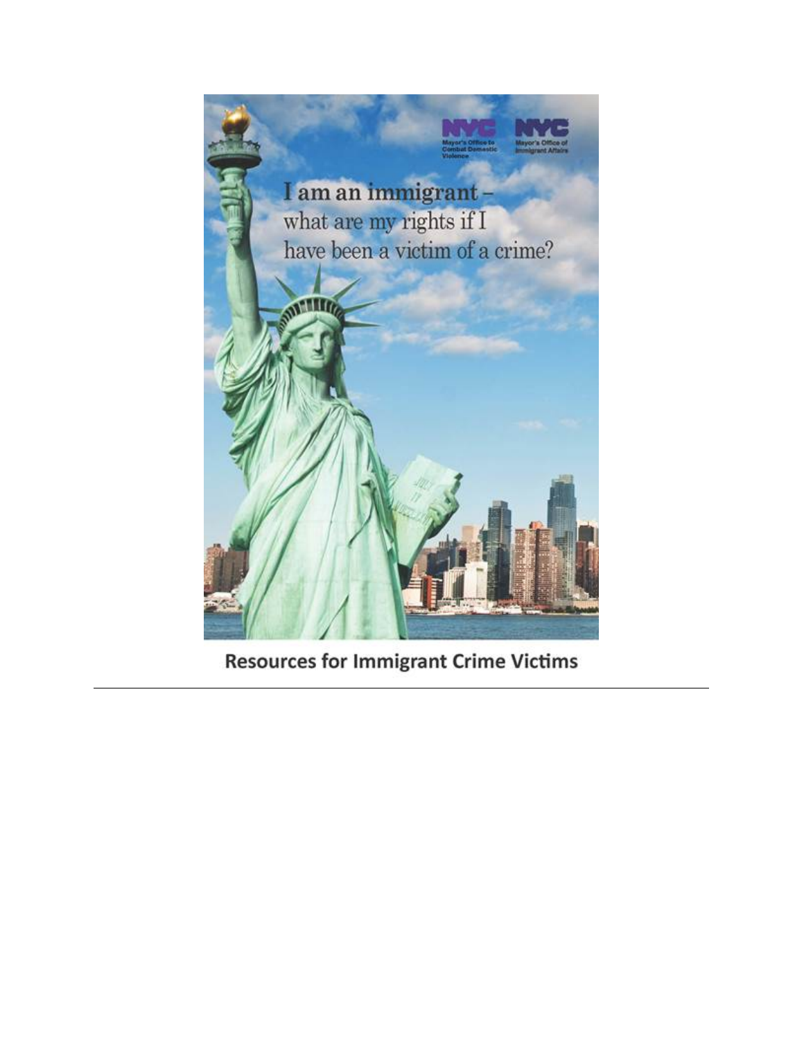NYC Mayor's Office to Combat Domestic Violence

NYC Mayor's Office of Immigrant Affairs

I am an immigrant – what are my rights if I have been a victim of a crime?

**Resources for Immigrant Crime Victims**

---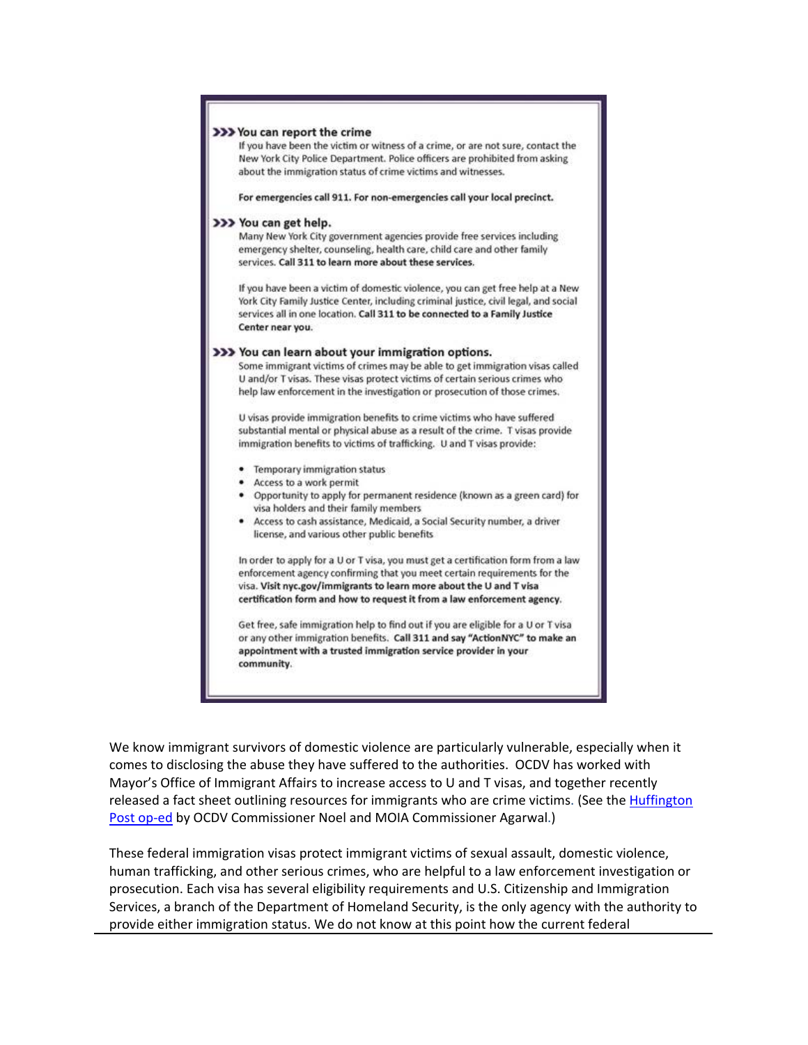### >>> You can report the crime

If you have been the victim or witness of a crime, or are not sure, contact the New York City Police Department. Police officers are prohibited from asking about the immigration status of crime victims and witnesses.

**For emergencies call 911. For non-emergencies call your local precinct.**

### >>> You can get help.

Many New York City government agencies provide free services including emergency shelter, counseling, health care, child care and other family services. **Call 311 to learn more about these services.**

If you have been a victim of domestic violence, you can get free help at a New York City Family Justice Center, including criminal justice, civil legal, and social services all in one location. **Call 311 to be connected to a Family Justice Center near you.**

### >>> You can learn about your immigration options.

Some immigrant victims of crimes may be able to get immigration visas called U and/or T visas. These visas protect victims of certain serious crimes who help law enforcement in the investigation or prosecution of those crimes.

U visas provide immigration benefits to crime victims who have suffered substantial mental or physical abuse as a result of the crime. T visas provide immigration benefits to victims of trafficking. U and T visas provide:

- Temporary immigration status
- Access to a work permit
- Opportunity to apply for permanent residence (known as a green card) for visa holders and their family members
- Access to cash assistance, Medicaid, a Social Security number, a driver license, and various other public benefits

In order to apply for a U or T visa, you must get a certification form from a law enforcement agency confirming that you meet certain requirements for the visa. **Visit nyc.gov/immigrants to learn more about the U and T visa certification form and how to request it from a law enforcement agency.**

Get free, safe immigration help to find out if you are eligible for a U or T visa or any other immigration benefits. **Call 311 and say "ActionNYC" to make an appointment with a trusted immigration service provider in your community.**

We know immigrant survivors of domestic violence are particularly vulnerable, especially when it comes to disclosing the abuse they have suffered to the authorities. OCDV has worked with Mayor's Office of Immigrant Affairs to increase access to U and T visas, and together recently released a fact sheet outlining resources for immigrants who are crime victims. (See the Huffington Post op-ed by OCDV Commissioner Noel and MOIA Commissioner Agarwal.)

These federal immigration visas protect immigrant victims of sexual assault, domestic violence, human trafficking, and other serious crimes, who are helpful to a law enforcement investigation or prosecution. Each visa has several eligibility requirements and U.S. Citizenship and Immigration Services, a branch of the Department of Homeland Security, is the only agency with the authority to provide either immigration status. We do not know at this point how the current federal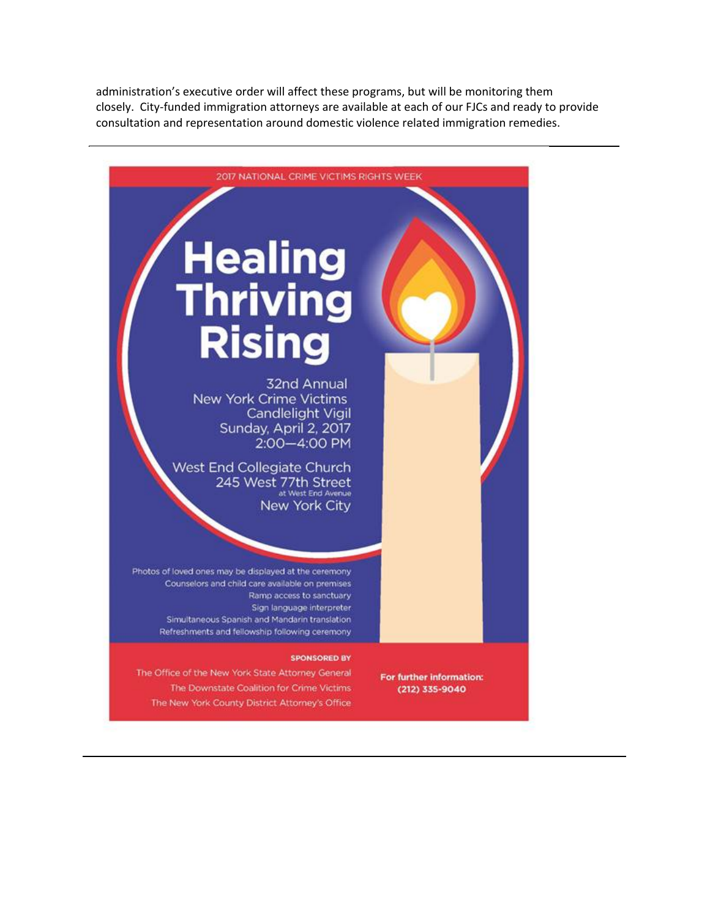administration's executive order will affect these programs, but will be monitoring them closely. City-funded immigration attorneys are available at each of our FJCs and ready to provide consultation and representation around domestic violence related immigration remedies.

---

2017 NATIONAL CRIME VICTIMS RIGHTS WEEK

# Healing Thriving Rising

32nd Annual
New York Crime Victims
Candlelight Vigil
Sunday, April 2, 2017
2:00—4:00 PM

West End Collegiate Church
245 West 77th Street
at West End Avenue
New York City

Photos of loved ones may be displayed at the ceremony
Counselors and child care available on premises
Ramp access to sanctuary
Sign language interpreter
Simultaneous Spanish and Mandarin translation
Refreshments and fellowship following ceremony

**SPONSORED BY**

The Office of the New York State Attorney General
The Downstate Coalition for Crime Victims
The New York County District Attorney's Office

**For further information:**
**(212) 335-9040**

---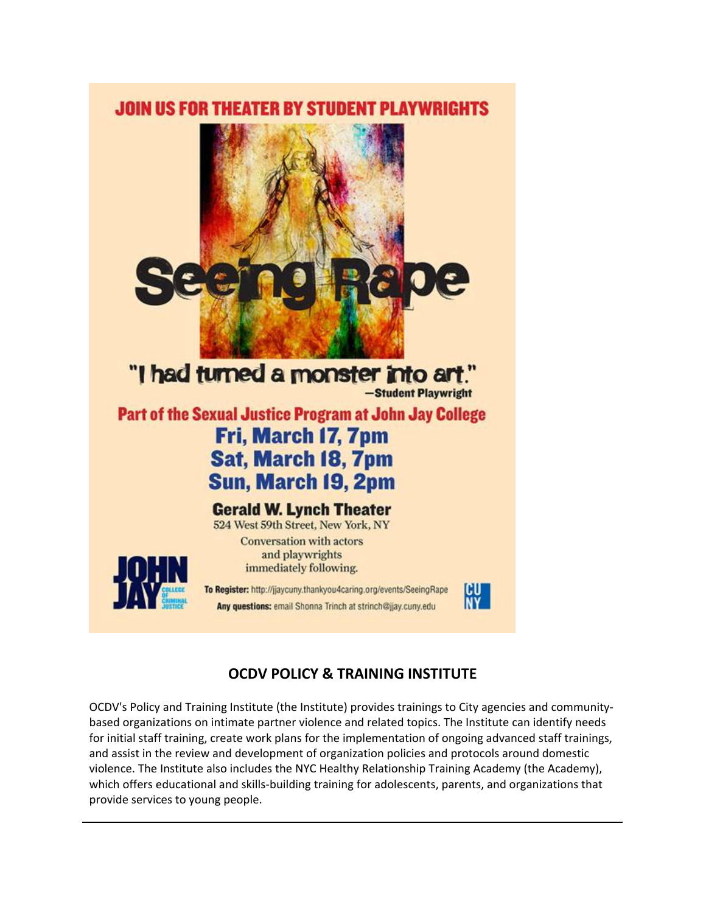JOIN US FOR THEATER BY STUDENT PLAYWRIGHTS

# Seeing Rape

"I had turned a monster into art."
—Student Playwright

**Part of the Sexual Justice Program at John Jay College**

**Fri, March 17, 7pm**
**Sat, March 18, 7pm**
**Sun, March 19, 2pm**

**Gerald W. Lynch Theater**
524 West 59th Street, New York, NY

Conversation with actors and playwrights immediately following.

**To Register:** http://jjaycuny.thankyou4caring.org/events/SeeingRape

**Any questions:** email Shonna Trinch at strinch@jjay.cuny.edu

JOHN JAY COLLEGE OF CRIMINAL JUSTICE

CUNY

## OCDV POLICY & TRAINING INSTITUTE

OCDV's Policy and Training Institute (the Institute) provides trainings to City agencies and community-based organizations on intimate partner violence and related topics. The Institute can identify needs for initial staff training, create work plans for the implementation of ongoing advanced staff trainings, and assist in the review and development of organization policies and protocols around domestic violence. The Institute also includes the NYC Healthy Relationship Training Academy (the Academy), which offers educational and skills-building training for adolescents, parents, and organizations that provide services to young people.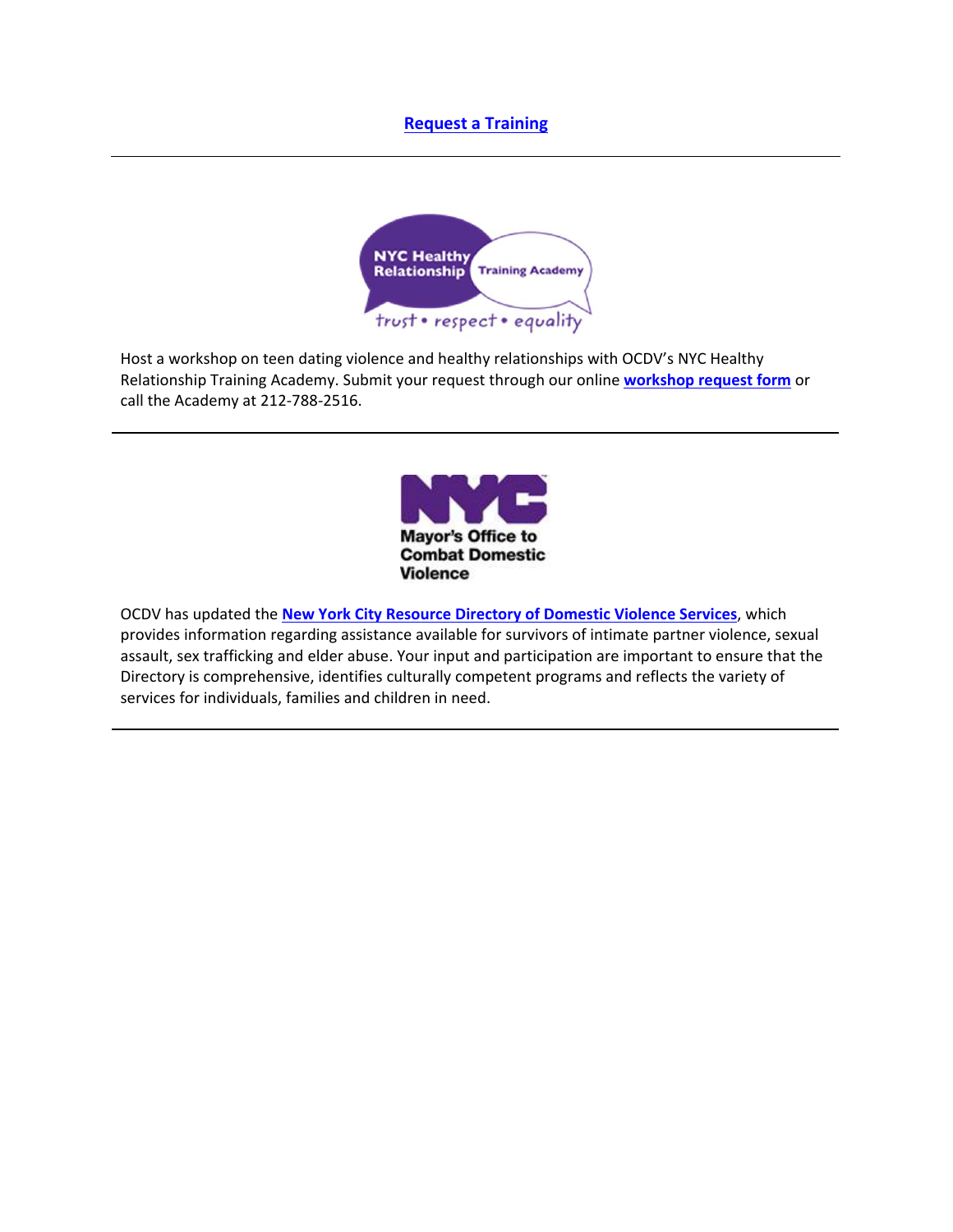**Request a Training**

---

Host a workshop on teen dating violence and healthy relationships with OCDV's NYC Healthy Relationship Training Academy. Submit your request through our online **workshop request form** or call the Academy at 212-788-2516.

---

OCDV has updated the **New York City Resource Directory of Domestic Violence Services**, which provides information regarding assistance available for survivors of intimate partner violence, sexual assault, sex trafficking and elder abuse. Your input and participation are important to ensure that the Directory is comprehensive, identifies culturally competent programs and reflects the variety of services for individuals, families and children in need.

---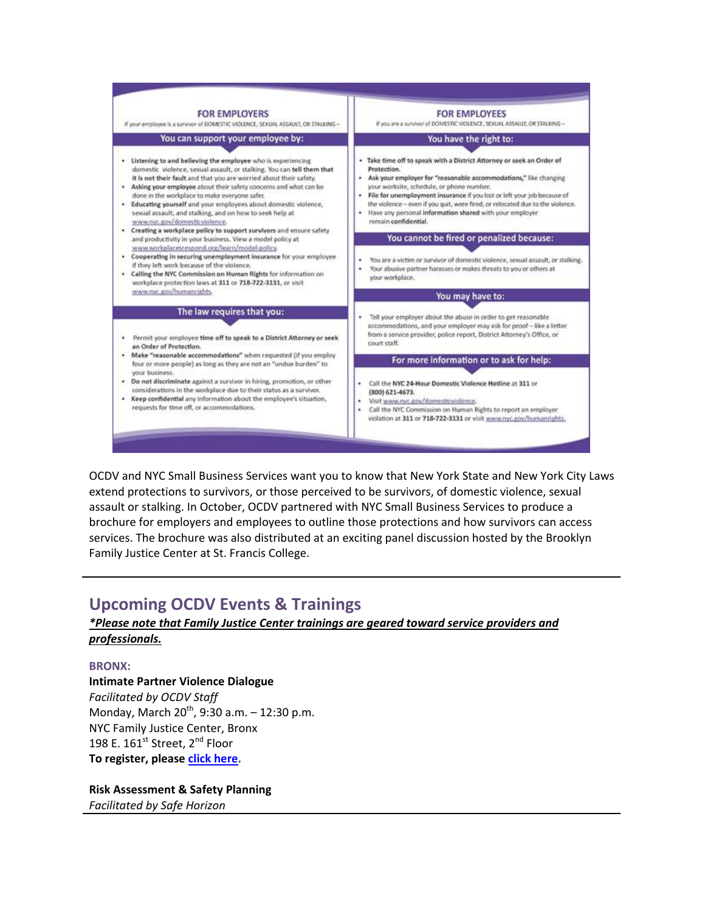## FOR EMPLOYERS

If your employee is a survivor of DOMESTIC VIOLENCE, SEXUAL ASSAULT, OR STALKING –

### You can support your employee by:

- **Listening to and believing the employee** who is experiencing domestic violence, sexual assault, or stalking. You can **tell them that it is not their fault** and that you are worried about their safety.
- **Asking your employee** about their safety concerns and what can be done in the workplace to make everyone safer.
- **Educating yourself** and your employees about domestic violence, sexual assault, and stalking, and on how to seek help at www.nyc.gov/domesticviolence.
- **Creating a workplace policy to support survivors** and ensure safety and productivity in your business. View a model policy at www.workplacesrespond.org/learn/model-policy.
- **Cooperating in securing unemployment insurance** for your employee if they left work because of the violence.
- **Calling the NYC Commission on Human Rights** for information on workplace protection laws at **311** or **718-722-3131**, or visit www.nyc.gov/humanrights.

### The law requires that you:

- Permit your employee **time off to speak to a District Attorney or seek an Order of Protection.**
- **Make "reasonable accommodations"** when requested (if you employ four or more people) as long as they are not an "undue burden" to your business.
- **Do not discriminate** against a survivor in hiring, promotion, or other considerations in the workplace due to their status as a survivor.
- **Keep confidential** any information about the employee's situation, requests for time off, or accommodations.

## FOR EMPLOYEES

If you are a survivor of DOMESTIC VIOLENCE, SEXUAL ASSAULT, OR STALKING –

### You have the right to:

- **Take time off to speak with a District Attorney or seek an Order of Protection.**
- **Ask your employer for "reasonable accommodations,"** like changing your worksite, schedule, or phone number.
- **File for unemployment insurance** if you lost or left your job because of the violence – even if you quit, were fired, or relocated due to the violence.
- Have any personal **information shared** with your employer remain **confidential**.

### You cannot be fired or penalized because:

- You are a victim or survivor of domestic violence, sexual assault, or stalking.
- Your abusive partner harasses or makes threats to you or others at your workplace.

### You may have to:

- Tell your employer about the abuse in order to get reasonable accommodations, and your employer may ask for proof – like a letter from a service provider, police report, District Attorney's Office, or court staff.

### For more information or to ask for help:

- Call the **NYC 24-Hour Domestic Violence Hotline** at **311** or **(800) 621-4673.**
- Visit www.nyc.gov/domesticviolence.
- Call the NYC Commission on Human Rights to report an employer violation at **311** or **718-722-3131** or visit www.nyc.gov/humanrights.

OCDV and NYC Small Business Services want you to know that New York State and New York City Laws extend protections to survivors, or those perceived to be survivors, of domestic violence, sexual assault or stalking. In October, OCDV partnered with NYC Small Business Services to produce a brochure for employers and employees to outline those protections and how survivors can access services. The brochure was also distributed at an exciting panel discussion hosted by the Brooklyn Family Justice Center at St. Francis College.

---

## Upcoming OCDV Events & Trainings

***\*Please note that Family Justice Center trainings are geared toward service providers and professionals.***

**BRONX:**

**Intimate Partner Violence Dialogue**
*Facilitated by OCDV Staff*
Monday, March 20th, 9:30 a.m. – 12:30 p.m.
NYC Family Justice Center, Bronx
198 E. 161st Street, 2nd Floor
**To register, please click here.**

**Risk Assessment & Safety Planning**
*Facilitated by Safe Horizon*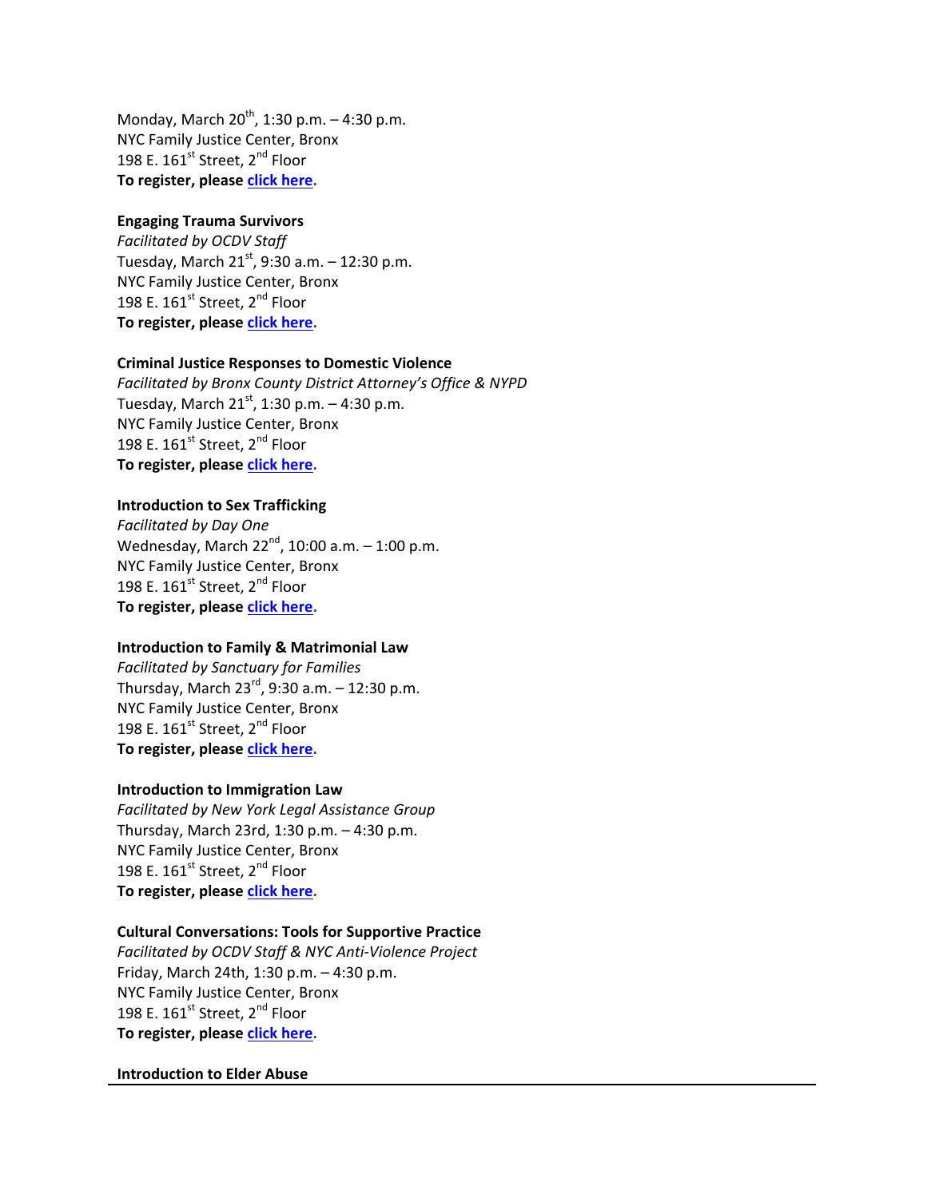Monday, March 20th, 1:30 p.m. – 4:30 p.m.
NYC Family Justice Center, Bronx
198 E. 161st Street, 2nd Floor
**To register, please click here.**

**Engaging Trauma Survivors**
*Facilitated by OCDV Staff*
Tuesday, March 21st, 9:30 a.m. – 12:30 p.m.
NYC Family Justice Center, Bronx
198 E. 161st Street, 2nd Floor
**To register, please click here.**

**Criminal Justice Responses to Domestic Violence**
*Facilitated by Bronx County District Attorney's Office & NYPD*
Tuesday, March 21st, 1:30 p.m. – 4:30 p.m.
NYC Family Justice Center, Bronx
198 E. 161st Street, 2nd Floor
**To register, please click here.**

**Introduction to Sex Trafficking**
*Facilitated by Day One*
Wednesday, March 22nd, 10:00 a.m. – 1:00 p.m.
NYC Family Justice Center, Bronx
198 E. 161st Street, 2nd Floor
**To register, please click here.**

**Introduction to Family & Matrimonial Law**
*Facilitated by Sanctuary for Families*
Thursday, March 23rd, 9:30 a.m. – 12:30 p.m.
NYC Family Justice Center, Bronx
198 E. 161st Street, 2nd Floor
**To register, please click here.**

**Introduction to Immigration Law**
*Facilitated by New York Legal Assistance Group*
Thursday, March 23rd, 1:30 p.m. – 4:30 p.m.
NYC Family Justice Center, Bronx
198 E. 161st Street, 2nd Floor
**To register, please click here.**

**Cultural Conversations: Tools for Supportive Practice**
*Facilitated by OCDV Staff & NYC Anti-Violence Project*
Friday, March 24th, 1:30 p.m. – 4:30 p.m.
NYC Family Justice Center, Bronx
198 E. 161st Street, 2nd Floor
**To register, please click here.**

**Introduction to Elder Abuse**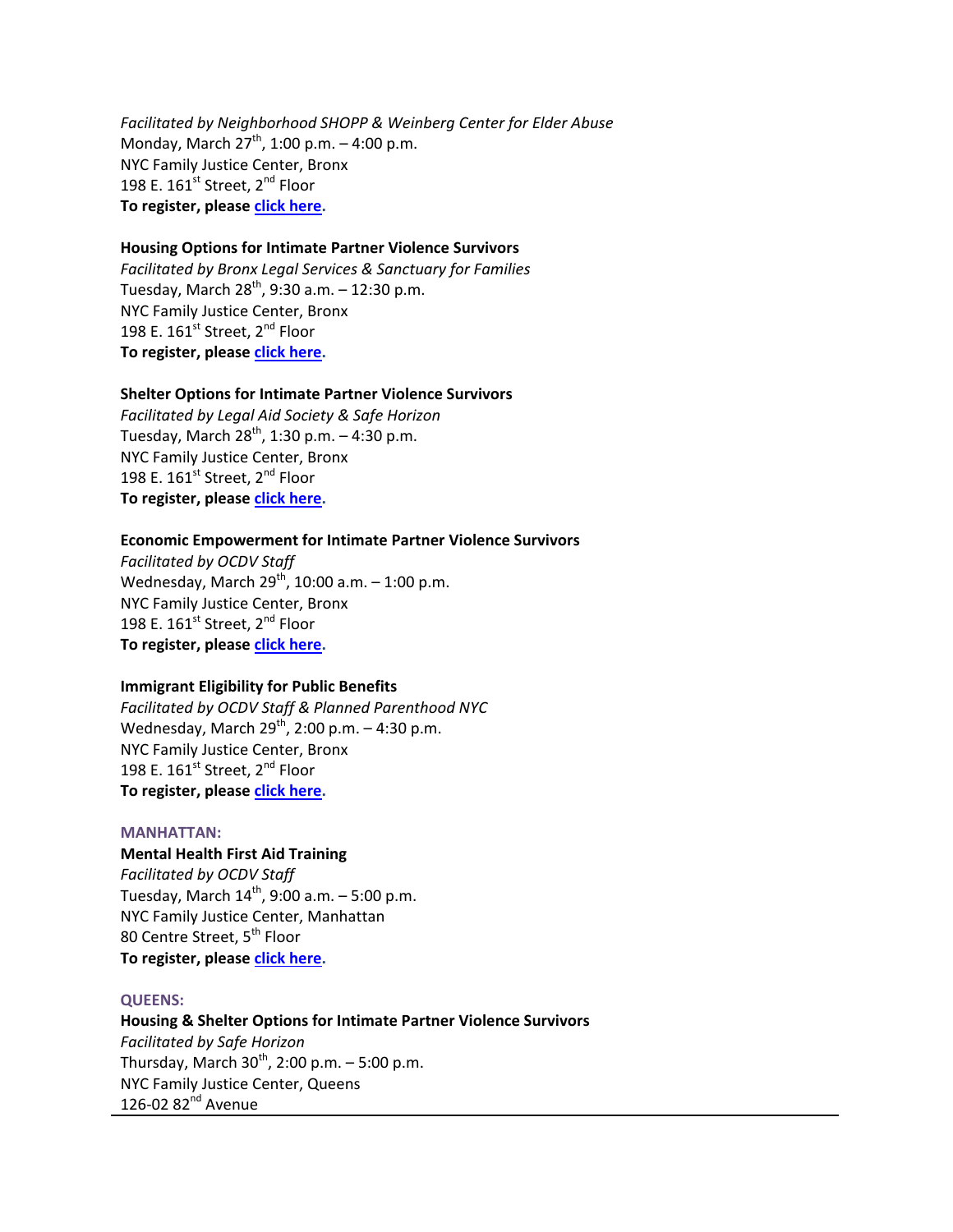*Facilitated by Neighborhood SHOPP & Weinberg Center for Elder Abuse*
Monday, March 27th, 1:00 p.m. – 4:00 p.m.
NYC Family Justice Center, Bronx
198 E. 161st Street, 2nd Floor
**To register, please click here.**

**Housing Options for Intimate Partner Violence Survivors**
*Facilitated by Bronx Legal Services & Sanctuary for Families*
Tuesday, March 28th, 9:30 a.m. – 12:30 p.m.
NYC Family Justice Center, Bronx
198 E. 161st Street, 2nd Floor
**To register, please click here.**

**Shelter Options for Intimate Partner Violence Survivors**
*Facilitated by Legal Aid Society & Safe Horizon*
Tuesday, March 28th, 1:30 p.m. – 4:30 p.m.
NYC Family Justice Center, Bronx
198 E. 161st Street, 2nd Floor
**To register, please click here.**

**Economic Empowerment for Intimate Partner Violence Survivors**
*Facilitated by OCDV Staff*
Wednesday, March 29th, 10:00 a.m. – 1:00 p.m.
NYC Family Justice Center, Bronx
198 E. 161st Street, 2nd Floor
**To register, please click here.**

**Immigrant Eligibility for Public Benefits**
*Facilitated by OCDV Staff & Planned Parenthood NYC*
Wednesday, March 29th, 2:00 p.m. – 4:30 p.m.
NYC Family Justice Center, Bronx
198 E. 161st Street, 2nd Floor
**To register, please click here.**

**MANHATTAN:**

**Mental Health First Aid Training**
*Facilitated by OCDV Staff*
Tuesday, March 14th, 9:00 a.m. – 5:00 p.m.
NYC Family Justice Center, Manhattan
80 Centre Street, 5th Floor
**To register, please click here.**

**QUEENS:**

**Housing & Shelter Options for Intimate Partner Violence Survivors**
*Facilitated by Safe Horizon*
Thursday, March 30th, 2:00 p.m. – 5:00 p.m.
NYC Family Justice Center, Queens
126-02 82nd Avenue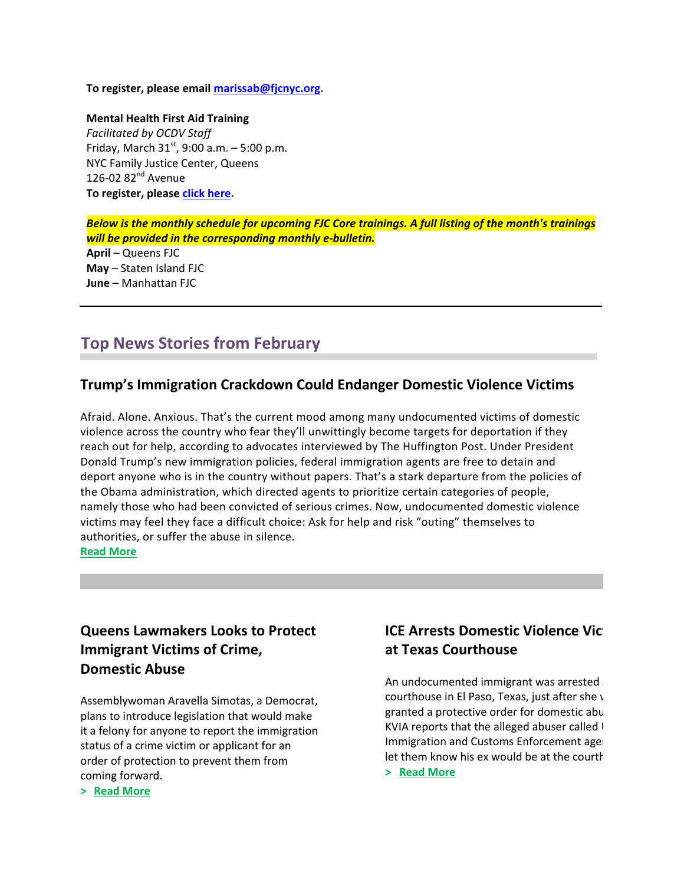**To register, please email marissab@fjcnyc.org.**

**Mental Health First Aid Training**
*Facilitated by OCDV Staff*
Friday, March 31st, 9:00 a.m. – 5:00 p.m.
NYC Family Justice Center, Queens
126-02 82nd Avenue
**To register, please click here.**

***Below is the monthly schedule for upcoming FJC Core trainings. A full listing of the month's trainings will be provided in the corresponding monthly e-bulletin.***
**April** – Queens FJC
**May** – Staten Island FJC
**June** – Manhattan FJC

---

## Top News Stories from February

### Trump's Immigration Crackdown Could Endanger Domestic Violence Victims

Afraid. Alone. Anxious. That's the current mood among many undocumented victims of domestic violence across the country who fear they'll unwittingly become targets for deportation if they reach out for help, according to advocates interviewed by The Huffington Post. Under President Donald Trump's new immigration policies, federal immigration agents are free to detain and deport anyone who is in the country without papers. That's a stark departure from the policies of the Obama administration, which directed agents to prioritize certain categories of people, namely those who had been convicted of serious crimes. Now, undocumented domestic violence victims may feel they face a difficult choice: Ask for help and risk "outing" themselves to authorities, or suffer the abuse in silence.
Read More

### Queens Lawmakers Looks to Protect Immigrant Victims of Crime, Domestic Abuse

Assemblywoman Aravella Simotas, a Democrat, plans to introduce legislation that would make it a felony for anyone to report the immigration status of a crime victim or applicant for an order of protection to prevent them from coming forward.
\> Read More

### ICE Arrests Domestic Violence Vic at Texas Courthouse

An undocumented immigrant was arrested courthouse in El Paso, Texas, just after she v granted a protective order for domestic abu KVIA reports that the alleged abuser called I Immigration and Customs Enforcement ager let them know his ex would be at the courth
\> Read More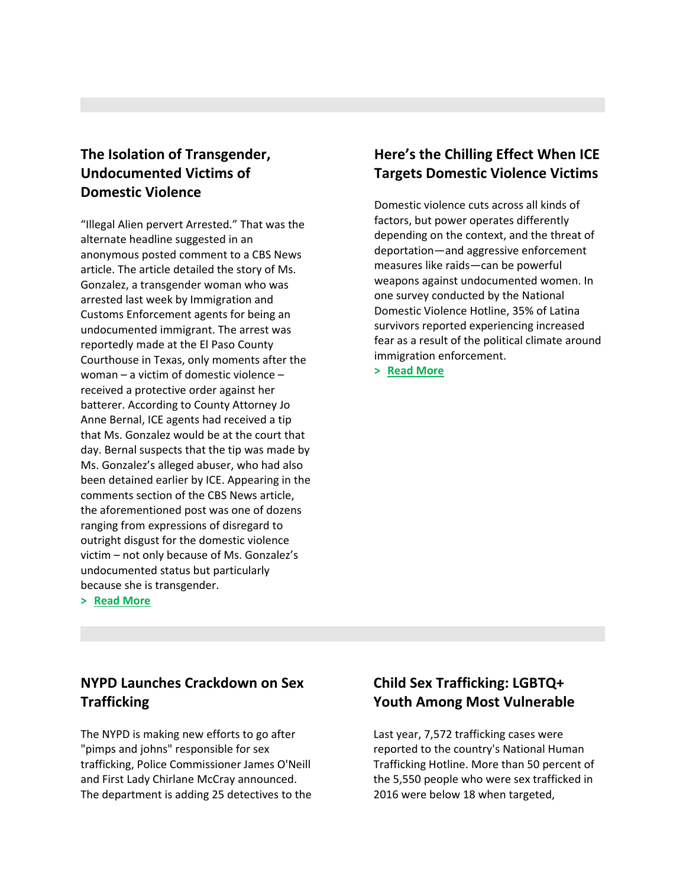## The Isolation of Transgender, Undocumented Victims of Domestic Violence

“Illegal Alien pervert Arrested.” That was the alternate headline suggested in an anonymous posted comment to a CBS News article. The article detailed the story of Ms. Gonzalez, a transgender woman who was arrested last week by Immigration and Customs Enforcement agents for being an undocumented immigrant. The arrest was reportedly made at the El Paso County Courthouse in Texas, only moments after the woman – a victim of domestic violence – received a protective order against her batterer. According to County Attorney Jo Anne Bernal, ICE agents had received a tip that Ms. Gonzalez would be at the court that day. Bernal suspects that the tip was made by Ms. Gonzalez’s alleged abuser, who had also been detained earlier by ICE. Appearing in the comments section of the CBS News article, the aforementioned post was one of dozens ranging from expressions of disregard to outright disgust for the domestic violence victim – not only because of Ms. Gonzalez’s undocumented status but particularly because she is transgender.

**> Read More**

## Here’s the Chilling Effect When ICE Targets Domestic Violence Victims

Domestic violence cuts across all kinds of factors, but power operates differently depending on the context, and the threat of deportation—and aggressive enforcement measures like raids—can be powerful weapons against undocumented women. In one survey conducted by the National Domestic Violence Hotline, 35% of Latina survivors reported experiencing increased fear as a result of the political climate around immigration enforcement.

**> Read More**

## NYPD Launches Crackdown on Sex Trafficking

The NYPD is making new efforts to go after "pimps and johns" responsible for sex trafficking, Police Commissioner James O'Neill and First Lady Chirlane McCray announced. The department is adding 25 detectives to the

## Child Sex Trafficking: LGBTQ+ Youth Among Most Vulnerable

Last year, 7,572 trafficking cases were reported to the country's National Human Trafficking Hotline. More than 50 percent of the 5,550 people who were sex trafficked in 2016 were below 18 when targeted,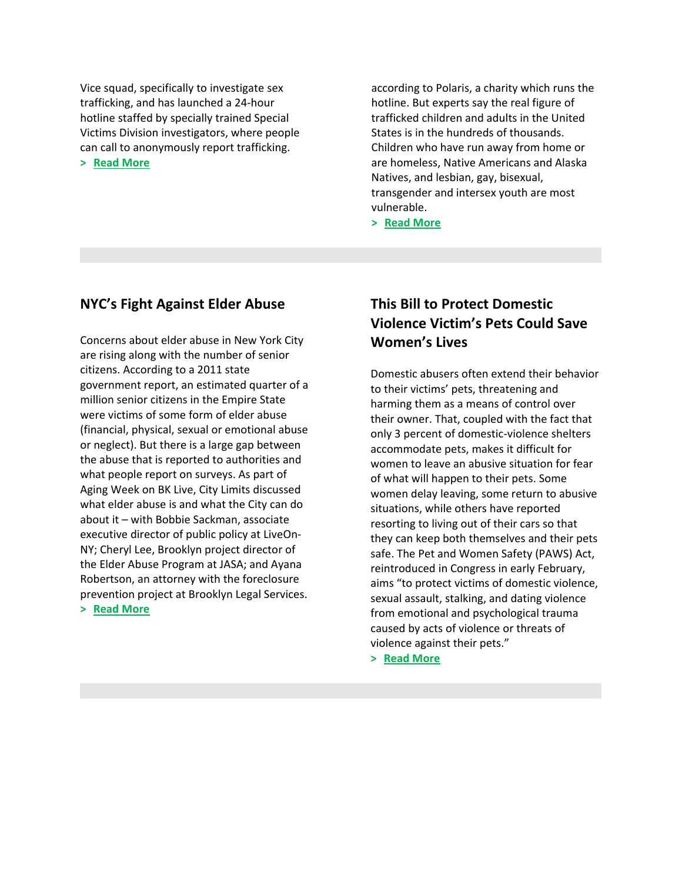Vice squad, specifically to investigate sex trafficking, and has launched a 24-hour hotline staffed by specially trained Special Victims Division investigators, where people can call to anonymously report trafficking.

> **Read More**

according to Polaris, a charity which runs the hotline. But experts say the real figure of trafficked children and adults in the United States is in the hundreds of thousands. Children who have run away from home or are homeless, Native Americans and Alaska Natives, and lesbian, gay, bisexual, transgender and intersex youth are most vulnerable.

> **Read More**

## NYC's Fight Against Elder Abuse

Concerns about elder abuse in New York City are rising along with the number of senior citizens. According to a 2011 state government report, an estimated quarter of a million senior citizens in the Empire State were victims of some form of elder abuse (financial, physical, sexual or emotional abuse or neglect). But there is a large gap between the abuse that is reported to authorities and what people report on surveys. As part of Aging Week on BK Live, City Limits discussed what elder abuse is and what the City can do about it – with Bobbie Sackman, associate executive director of public policy at LiveOn-NY; Cheryl Lee, Brooklyn project director of the Elder Abuse Program at JASA; and Ayana Robertson, an attorney with the foreclosure prevention project at Brooklyn Legal Services.

> **Read More**

## This Bill to Protect Domestic Violence Victim's Pets Could Save Women's Lives

Domestic abusers often extend their behavior to their victims' pets, threatening and harming them as a means of control over their owner. That, coupled with the fact that only 3 percent of domestic-violence shelters accommodate pets, makes it difficult for women to leave an abusive situation for fear of what will happen to their pets. Some women delay leaving, some return to abusive situations, while others have reported resorting to living out of their cars so that they can keep both themselves and their pets safe. The Pet and Women Safety (PAWS) Act, reintroduced in Congress in early February, aims "to protect victims of domestic violence, sexual assault, stalking, and dating violence from emotional and psychological trauma caused by acts of violence or threats of violence against their pets."

> **Read More**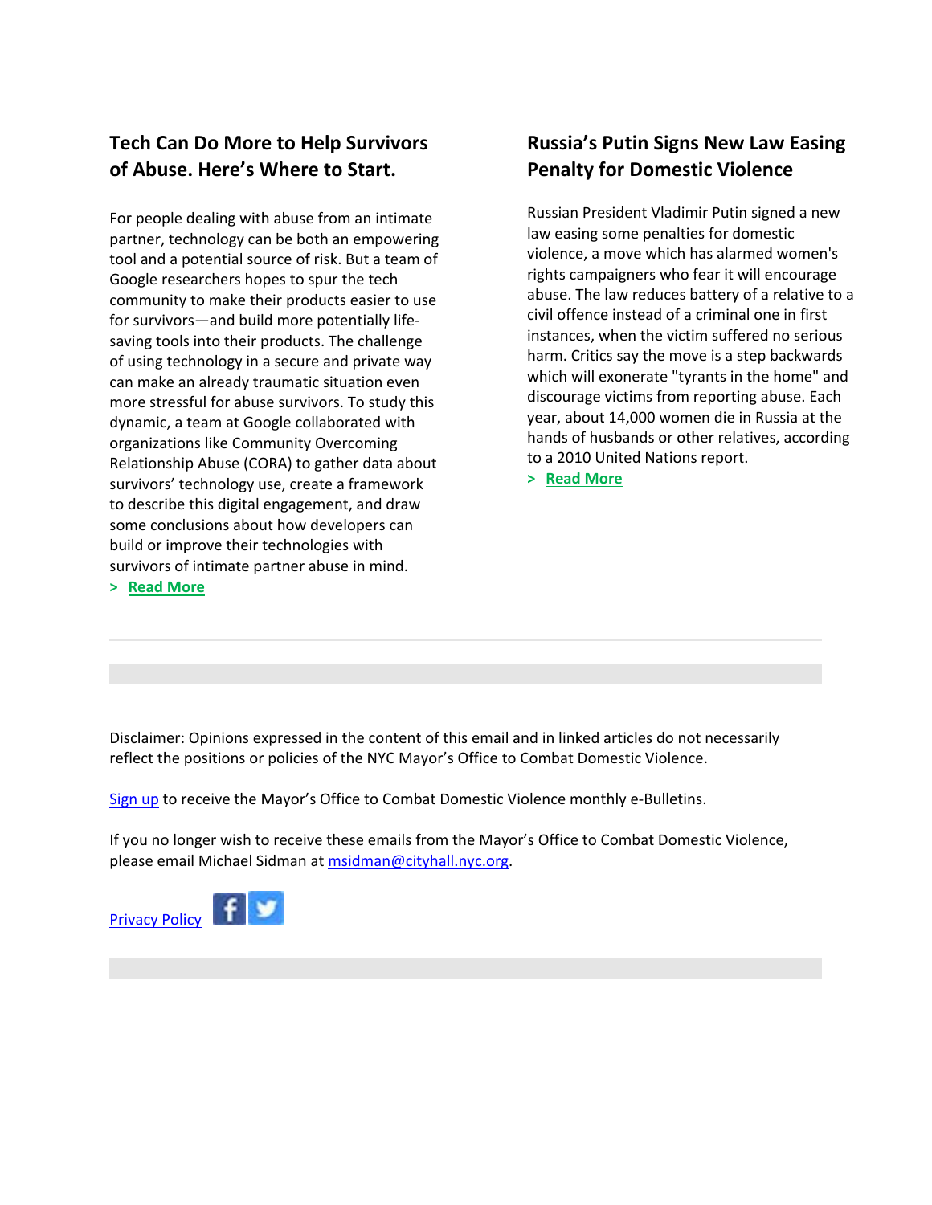### Tech Can Do More to Help Survivors of Abuse. Here's Where to Start.

For people dealing with abuse from an intimate partner, technology can be both an empowering tool and a potential source of risk. But a team of Google researchers hopes to spur the tech community to make their products easier to use for survivors—and build more potentially life-saving tools into their products. The challenge of using technology in a secure and private way can make an already traumatic situation even more stressful for abuse survivors. To study this dynamic, a team at Google collaborated with organizations like Community Overcoming Relationship Abuse (CORA) to gather data about survivors' technology use, create a framework to describe this digital engagement, and draw some conclusions about how developers can build or improve their technologies with survivors of intimate partner abuse in mind.

> **Read More**

### Russia's Putin Signs New Law Easing Penalty for Domestic Violence

Russian President Vladimir Putin signed a new law easing some penalties for domestic violence, a move which has alarmed women's rights campaigners who fear it will encourage abuse. The law reduces battery of a relative to a civil offence instead of a criminal one in first instances, when the victim suffered no serious harm. Critics say the move is a step backwards which will exonerate "tyrants in the home" and discourage victims from reporting abuse. Each year, about 14,000 women die in Russia at the hands of husbands or other relatives, according to a 2010 United Nations report.

> **Read More**

---

Disclaimer: Opinions expressed in the content of this email and in linked articles do not necessarily reflect the positions or policies of the NYC Mayor's Office to Combat Domestic Violence.

Sign up to receive the Mayor's Office to Combat Domestic Violence monthly e-Bulletins.

If you no longer wish to receive these emails from the Mayor's Office to Combat Domestic Violence, please email Michael Sidman at msidman@cityhall.nyc.org.

Privacy Policy